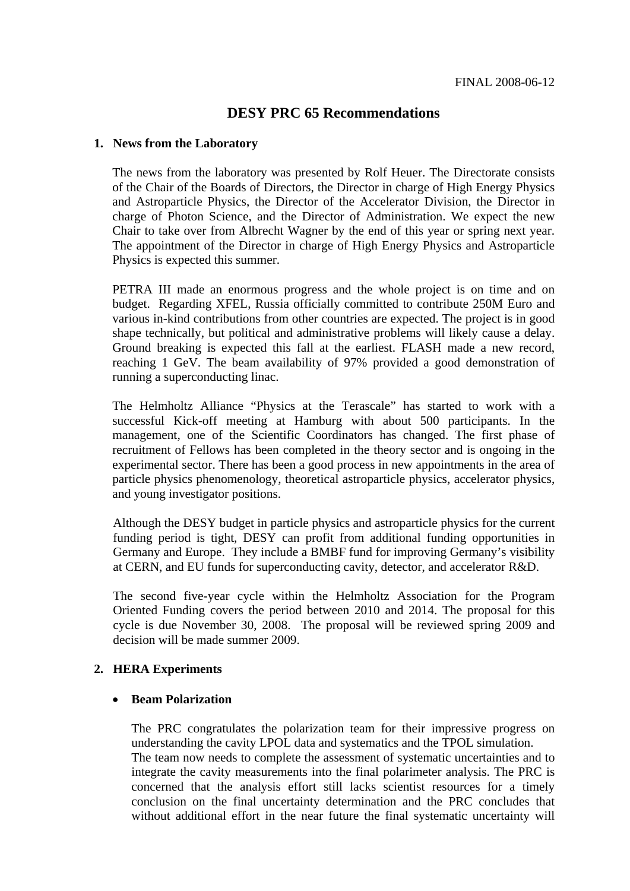FINAL 2008-06-12

# DESY PRC 65 Recommendations

## 1. News from the Laboratory

The news from the laboratory was presented by Rolf Heuer. The Directorate consists of the Chair of the Boards of Directors, the Director in charge of High Energy Physics and Astroparticle Physics, the Director of the Accelerator Division, the Director in charge of Photon Science, and the Director of Administration. We expect the new Chair to take over from Albrecht Wagner by the end of this year or spring next year. The appointment of the Director in charge of High Energy Physics and Astroparticle Physics is expected this summer.

PETRA III made an enormous progress and the whole project is on time and on budget. Regarding XFEL, Russia officially committed to contribute 250M Euro and various in-kind contributions from other countries are expected. The project is in good shape technically, but political and administrative problems will likely cause a delay. Ground breaking is expected this fall at the earliest. FLASH made a new record, reaching 1 GeV. The beam availability of 97% provided a good demonstration of running a superconducting linac.

The Helmholtz Alliance "Physics at the Terascale" has started to work with a successful Kick-off meeting at Hamburg with about 500 participants. In the management, one of the Scientific Coordinators has changed. The first phase of recruitment of Fellows has been completed in the theory sector and is ongoing in the experimental sector. There has been a good process in new appointments in the area of particle physics phenomenology, theoretical astroparticle physics, accelerator physics, and young investigator positions.

Although the DESY budget in particle physics and astroparticle physics for the current funding period is tight, DESY can profit from additional funding opportunities in Germany and Europe. They include a BMBF fund for improving Germany's visibility at CERN, and EU funds for superconducting cavity, detector, and accelerator R&D.

The second five-year cycle within the Helmholtz Association for the Program Oriented Funding covers the period between 2010 and 2014. The proposal for this cycle is due November 30, 2008. The proposal will be reviewed spring 2009 and decision will be made summer 2009.

## 2. HERA Experiments

- **Beam Polarization**

The PRC congratulates the polarization team for their impressive progress on understanding the cavity LPOL data and systematics and the TPOL simulation.
The team now needs to complete the assessment of systematic uncertainties and to integrate the cavity measurements into the final polarimeter analysis. The PRC is concerned that the analysis effort still lacks scientist resources for a timely conclusion on the final uncertainty determination and the PRC concludes that without additional effort in the near future the final systematic uncertainty will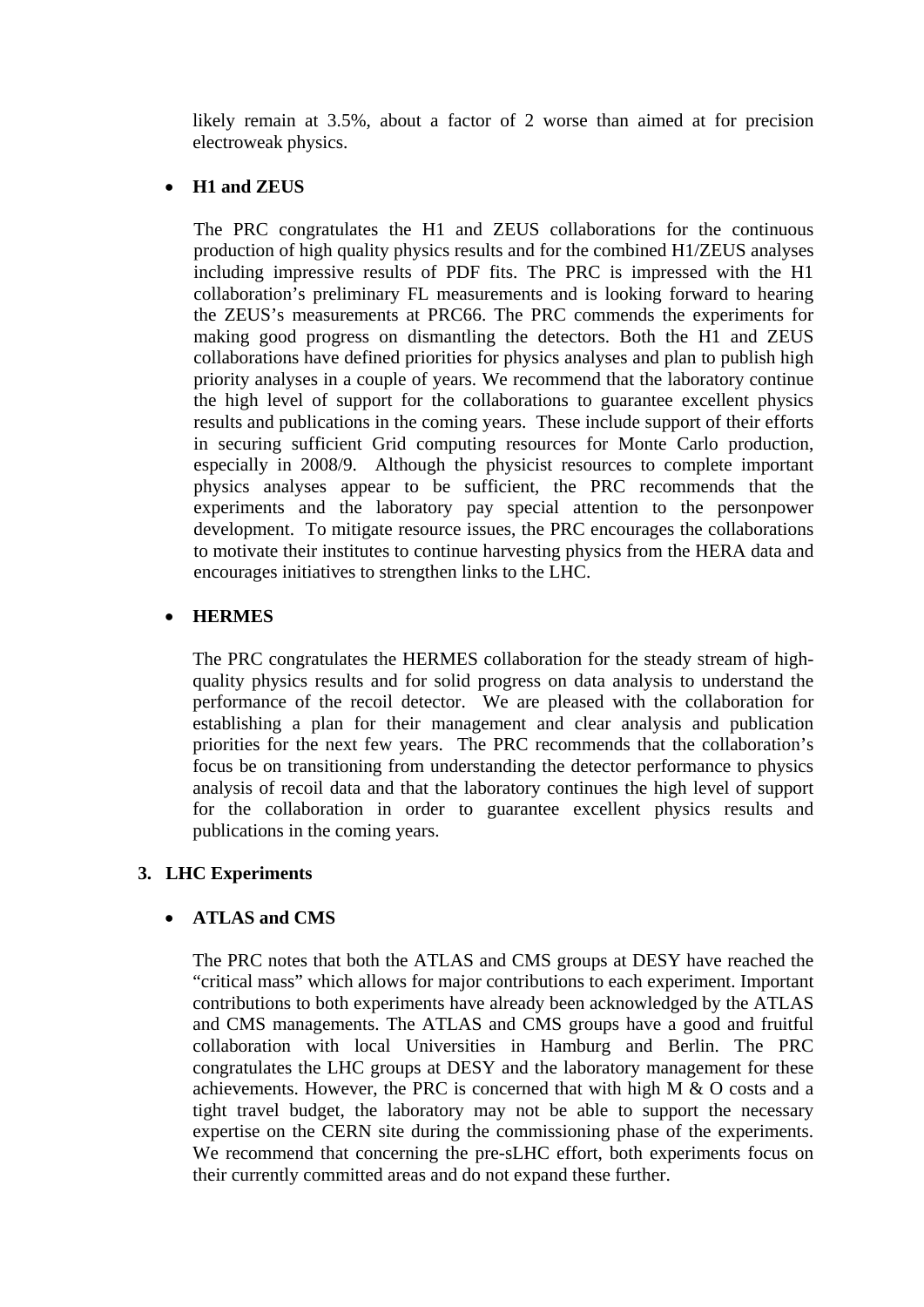likely remain at 3.5%, about a factor of 2 worse than aimed at for precision electroweak physics.

- **H1 and ZEUS**

  The PRC congratulates the H1 and ZEUS collaborations for the continuous production of high quality physics results and for the combined H1/ZEUS analyses including impressive results of PDF fits. The PRC is impressed with the H1 collaboration's preliminary FL measurements and is looking forward to hearing the ZEUS's measurements at PRC66. The PRC commends the experiments for making good progress on dismantling the detectors. Both the H1 and ZEUS collaborations have defined priorities for physics analyses and plan to publish high priority analyses in a couple of years. We recommend that the laboratory continue the high level of support for the collaborations to guarantee excellent physics results and publications in the coming years. These include support of their efforts in securing sufficient Grid computing resources for Monte Carlo production, especially in 2008/9. Although the physicist resources to complete important physics analyses appear to be sufficient, the PRC recommends that the experiments and the laboratory pay special attention to the personpower development. To mitigate resource issues, the PRC encourages the collaborations to motivate their institutes to continue harvesting physics from the HERA data and encourages initiatives to strengthen links to the LHC.

- **HERMES**

  The PRC congratulates the HERMES collaboration for the steady stream of high-quality physics results and for solid progress on data analysis to understand the performance of the recoil detector. We are pleased with the collaboration for establishing a plan for their management and clear analysis and publication priorities for the next few years. The PRC recommends that the collaboration's focus be on transitioning from understanding the detector performance to physics analysis of recoil data and that the laboratory continues the high level of support for the collaboration in order to guarantee excellent physics results and publications in the coming years.

## 3. LHC Experiments

- **ATLAS and CMS**

  The PRC notes that both the ATLAS and CMS groups at DESY have reached the "critical mass" which allows for major contributions to each experiment. Important contributions to both experiments have already been acknowledged by the ATLAS and CMS managements. The ATLAS and CMS groups have a good and fruitful collaboration with local Universities in Hamburg and Berlin. The PRC congratulates the LHC groups at DESY and the laboratory management for these achievements. However, the PRC is concerned that with high M & O costs and a tight travel budget, the laboratory may not be able to support the necessary expertise on the CERN site during the commissioning phase of the experiments. We recommend that concerning the pre-sLHC effort, both experiments focus on their currently committed areas and do not expand these further.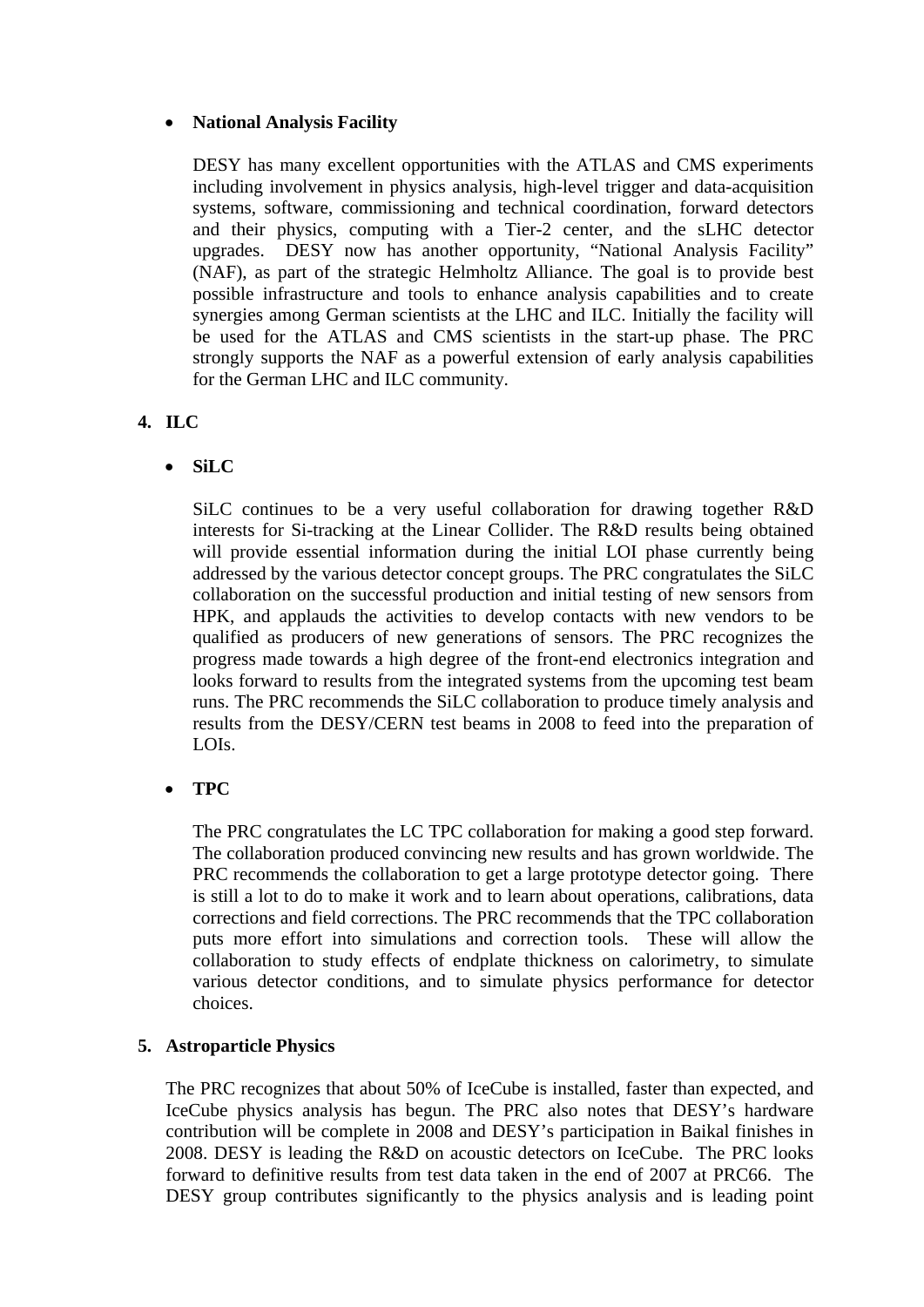- **National Analysis Facility**

  DESY has many excellent opportunities with the ATLAS and CMS experiments including involvement in physics analysis, high-level trigger and data-acquisition systems, software, commissioning and technical coordination, forward detectors and their physics, computing with a Tier-2 center, and the sLHC detector upgrades. DESY now has another opportunity, "National Analysis Facility" (NAF), as part of the strategic Helmholtz Alliance. The goal is to provide best possible infrastructure and tools to enhance analysis capabilities and to create synergies among German scientists at the LHC and ILC. Initially the facility will be used for the ATLAS and CMS scientists in the start-up phase. The PRC strongly supports the NAF as a powerful extension of early analysis capabilities for the German LHC and ILC community.

## 4. ILC

- **SiLC**

  SiLC continues to be a very useful collaboration for drawing together R&D interests for Si-tracking at the Linear Collider. The R&D results being obtained will provide essential information during the initial LOI phase currently being addressed by the various detector concept groups. The PRC congratulates the SiLC collaboration on the successful production and initial testing of new sensors from HPK, and applauds the activities to develop contacts with new vendors to be qualified as producers of new generations of sensors. The PRC recognizes the progress made towards a high degree of the front-end electronics integration and looks forward to results from the integrated systems from the upcoming test beam runs. The PRC recommends the SiLC collaboration to produce timely analysis and results from the DESY/CERN test beams in 2008 to feed into the preparation of LOIs.

- **TPC**

  The PRC congratulates the LC TPC collaboration for making a good step forward. The collaboration produced convincing new results and has grown worldwide. The PRC recommends the collaboration to get a large prototype detector going. There is still a lot to do to make it work and to learn about operations, calibrations, data corrections and field corrections. The PRC recommends that the TPC collaboration puts more effort into simulations and correction tools. These will allow the collaboration to study effects of endplate thickness on calorimetry, to simulate various detector conditions, and to simulate physics performance for detector choices.

## 5. Astroparticle Physics

The PRC recognizes that about 50% of IceCube is installed, faster than expected, and IceCube physics analysis has begun. The PRC also notes that DESY's hardware contribution will be complete in 2008 and DESY's participation in Baikal finishes in 2008. DESY is leading the R&D on acoustic detectors on IceCube. The PRC looks forward to definitive results from test data taken in the end of 2007 at PRC66. The DESY group contributes significantly to the physics analysis and is leading point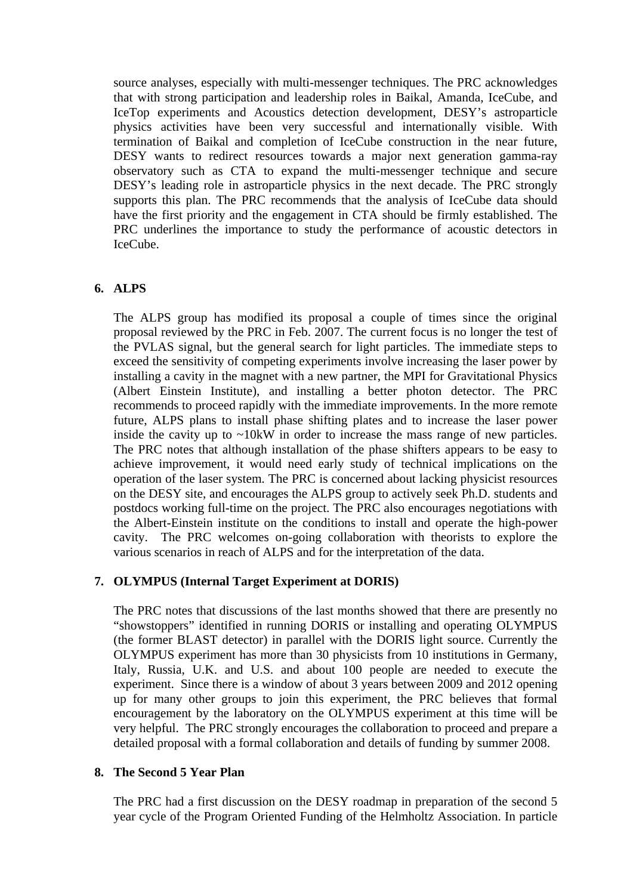source analyses, especially with multi-messenger techniques. The PRC acknowledges that with strong participation and leadership roles in Baikal, Amanda, IceCube, and IceTop experiments and Acoustics detection development, DESY's astroparticle physics activities have been very successful and internationally visible. With termination of Baikal and completion of IceCube construction in the near future, DESY wants to redirect resources towards a major next generation gamma-ray observatory such as CTA to expand the multi-messenger technique and secure DESY's leading role in astroparticle physics in the next decade. The PRC strongly supports this plan. The PRC recommends that the analysis of IceCube data should have the first priority and the engagement in CTA should be firmly established. The PRC underlines the importance to study the performance of acoustic detectors in IceCube.

## 6. ALPS

The ALPS group has modified its proposal a couple of times since the original proposal reviewed by the PRC in Feb. 2007. The current focus is no longer the test of the PVLAS signal, but the general search for light particles. The immediate steps to exceed the sensitivity of competing experiments involve increasing the laser power by installing a cavity in the magnet with a new partner, the MPI for Gravitational Physics (Albert Einstein Institute), and installing a better photon detector. The PRC recommends to proceed rapidly with the immediate improvements. In the more remote future, ALPS plans to install phase shifting plates and to increase the laser power inside the cavity up to ~10kW in order to increase the mass range of new particles. The PRC notes that although installation of the phase shifters appears to be easy to achieve improvement, it would need early study of technical implications on the operation of the laser system. The PRC is concerned about lacking physicist resources on the DESY site, and encourages the ALPS group to actively seek Ph.D. students and postdocs working full-time on the project. The PRC also encourages negotiations with the Albert-Einstein institute on the conditions to install and operate the high-power cavity. The PRC welcomes on-going collaboration with theorists to explore the various scenarios in reach of ALPS and for the interpretation of the data.

## 7. OLYMPUS (Internal Target Experiment at DORIS)

The PRC notes that discussions of the last months showed that there are presently no "showstoppers" identified in running DORIS or installing and operating OLYMPUS (the former BLAST detector) in parallel with the DORIS light source. Currently the OLYMPUS experiment has more than 30 physicists from 10 institutions in Germany, Italy, Russia, U.K. and U.S. and about 100 people are needed to execute the experiment. Since there is a window of about 3 years between 2009 and 2012 opening up for many other groups to join this experiment, the PRC believes that formal encouragement by the laboratory on the OLYMPUS experiment at this time will be very helpful. The PRC strongly encourages the collaboration to proceed and prepare a detailed proposal with a formal collaboration and details of funding by summer 2008.

## 8. The Second 5 Year Plan

The PRC had a first discussion on the DESY roadmap in preparation of the second 5 year cycle of the Program Oriented Funding of the Helmholtz Association. In particle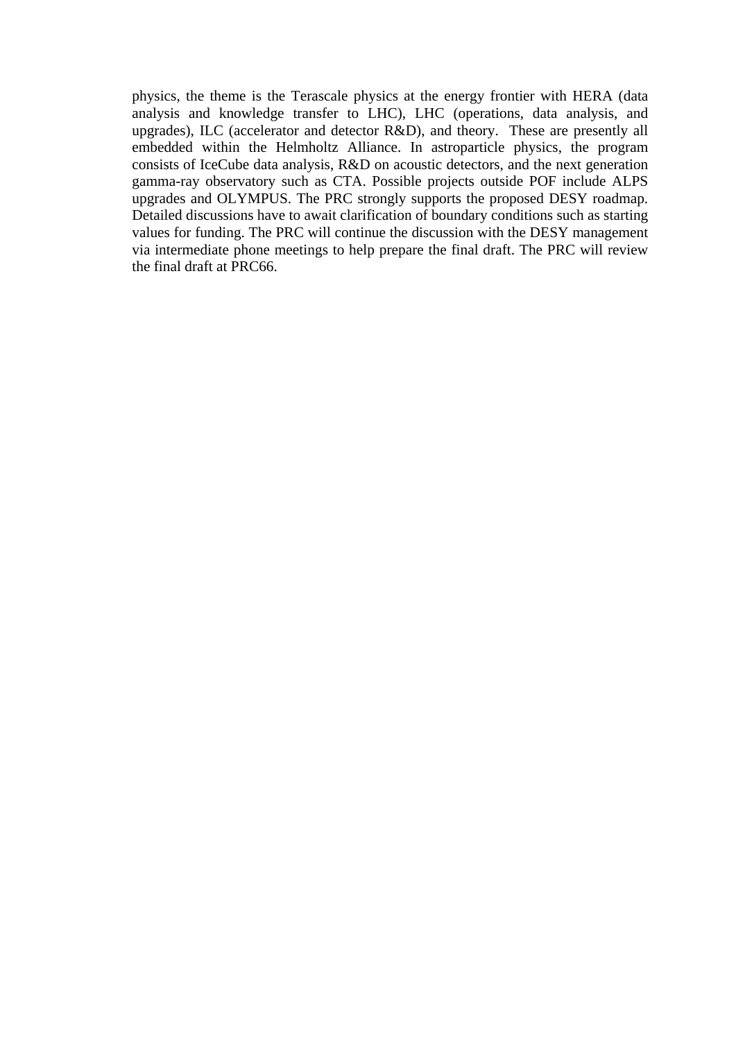physics, the theme is the Terascale physics at the energy frontier with HERA (data analysis and knowledge transfer to LHC), LHC (operations, data analysis, and upgrades), ILC (accelerator and detector R&D), and theory. These are presently all embedded within the Helmholtz Alliance. In astroparticle physics, the program consists of IceCube data analysis, R&D on acoustic detectors, and the next generation gamma-ray observatory such as CTA. Possible projects outside POF include ALPS upgrades and OLYMPUS. The PRC strongly supports the proposed DESY roadmap. Detailed discussions have to await clarification of boundary conditions such as starting values for funding. The PRC will continue the discussion with the DESY management via intermediate phone meetings to help prepare the final draft. The PRC will review the final draft at PRC66.